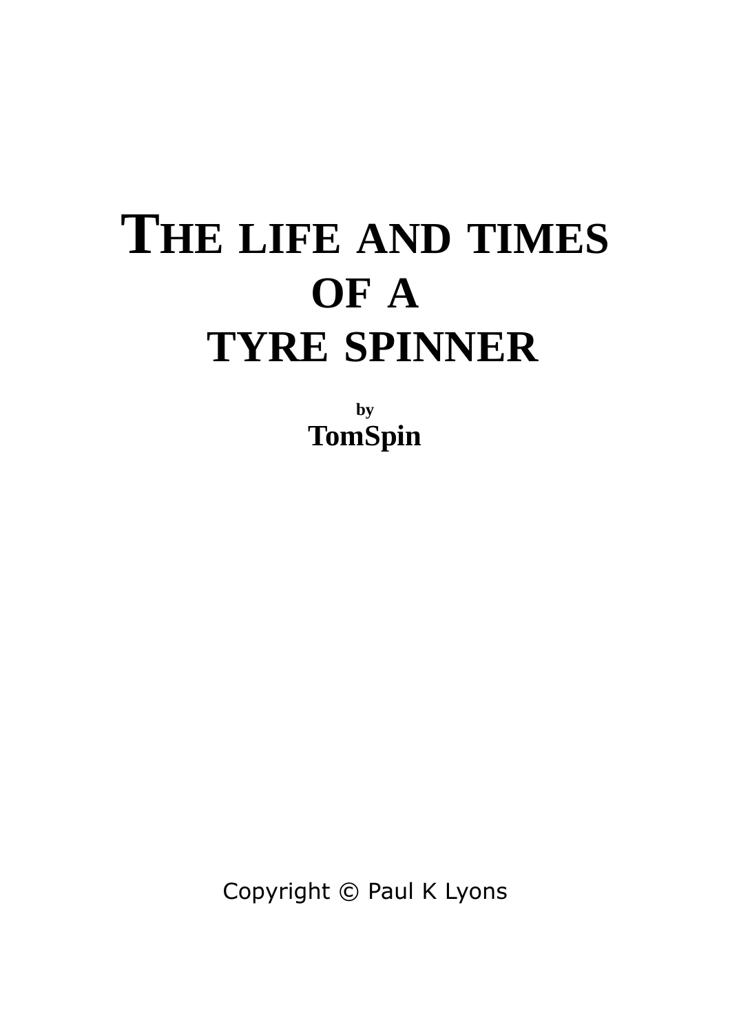# THE LIFE AND TIMES OF A TYRE SPINNER

**by**

**TomSpin**

Copyright © Paul K Lyons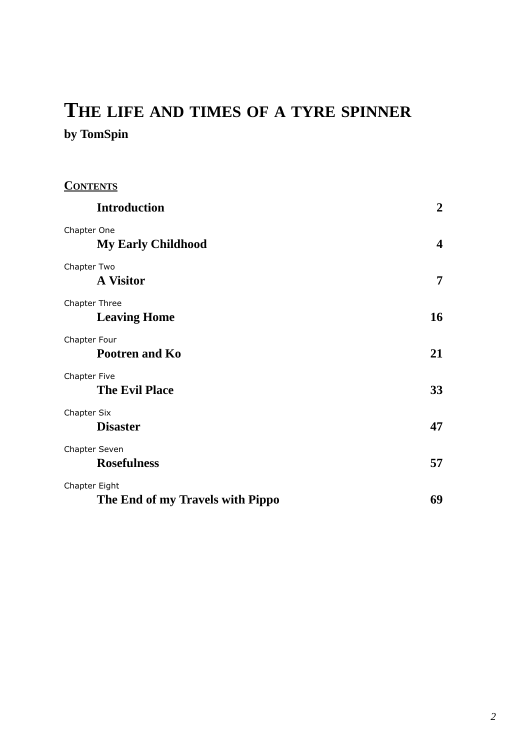# THE LIFE AND TIMES OF A TYRE SPINNER

**by TomSpin**

## CONTENTS

| | | |
|---|---|---|
| | **Introduction** | **2** |
| Chapter One | **My Early Childhood** | **4** |
| Chapter Two | **A Visitor** | **7** |
| Chapter Three | **Leaving Home** | **16** |
| Chapter Four | **Pootren and Ko** | **21** |
| Chapter Five | **The Evil Place** | **33** |
| Chapter Six | **Disaster** | **47** |
| Chapter Seven | **Rosefulness** | **57** |
| Chapter Eight | **The End of my Travels with Pippo** | **69** |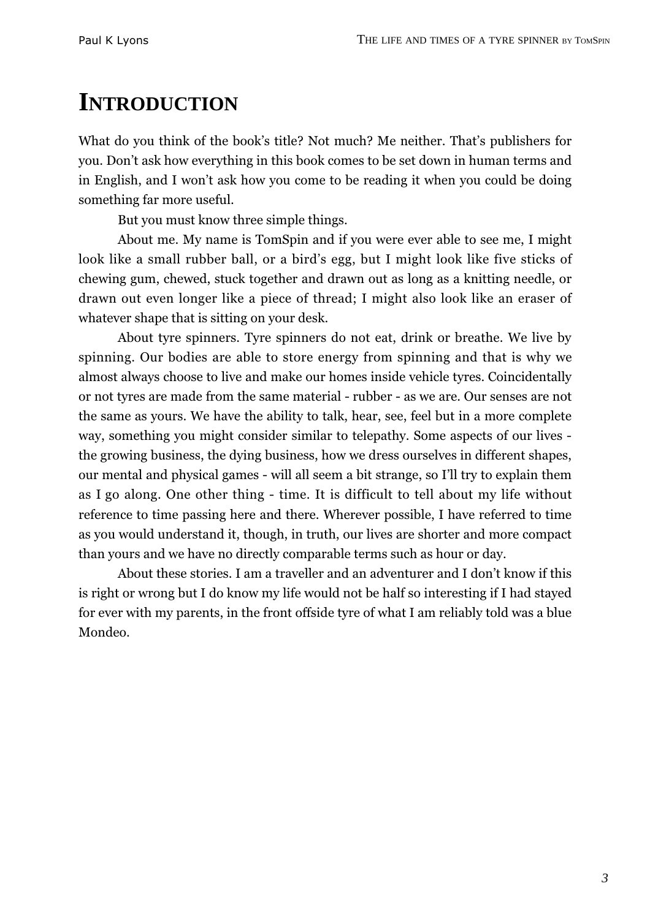# INTRODUCTION

What do you think of the book's title? Not much? Me neither. That's publishers for you. Don't ask how everything in this book comes to be set down in human terms and in English, and I won't ask how you come to be reading it when you could be doing something far more useful.

But you must know three simple things.

About me. My name is TomSpin and if you were ever able to see me, I might look like a small rubber ball, or a bird's egg, but I might look like five sticks of chewing gum, chewed, stuck together and drawn out as long as a knitting needle, or drawn out even longer like a piece of thread; I might also look like an eraser of whatever shape that is sitting on your desk.

About tyre spinners. Tyre spinners do not eat, drink or breathe. We live by spinning. Our bodies are able to store energy from spinning and that is why we almost always choose to live and make our homes inside vehicle tyres. Coincidentally or not tyres are made from the same material - rubber - as we are. Our senses are not the same as yours. We have the ability to talk, hear, see, feel but in a more complete way, something you might consider similar to telepathy. Some aspects of our lives - the growing business, the dying business, how we dress ourselves in different shapes, our mental and physical games - will all seem a bit strange, so I'll try to explain them as I go along. One other thing - time. It is difficult to tell about my life without reference to time passing here and there. Wherever possible, I have referred to time as you would understand it, though, in truth, our lives are shorter and more compact than yours and we have no directly comparable terms such as hour or day.

About these stories. I am a traveller and an adventurer and I don't know if this is right or wrong but I do know my life would not be half so interesting if I had stayed for ever with my parents, in the front offside tyre of what I am reliably told was a blue Mondeo.